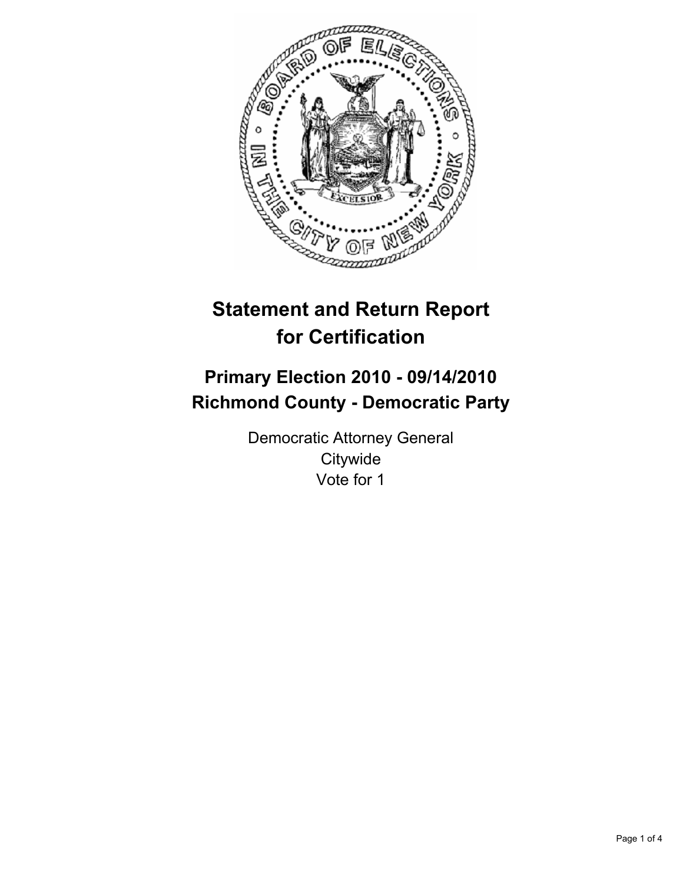# Statement and Return Report for Certification

## Primary Election 2010 - 09/14/2010
## Richmond County - Democratic Party

Democratic Attorney General
Citywide
Vote for 1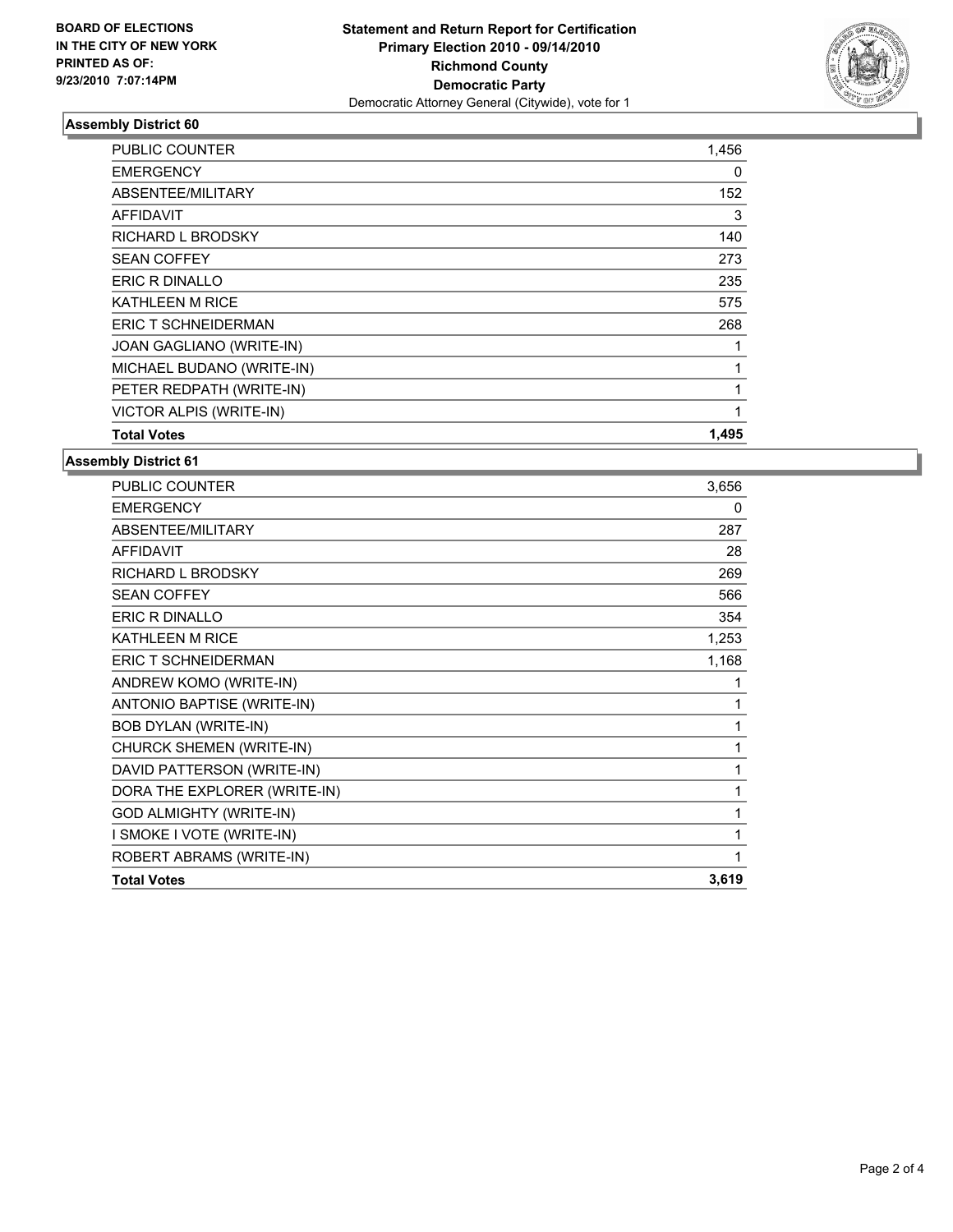**BOARD OF ELECTIONS IN THE CITY OF NEW YORK PRINTED AS OF: 9/23/2010 7:07:14PM**

**Statement and Return Report for Certification**
**Primary Election 2010 - 09/14/2010**
**Richmond County**
**Democratic Party**
Democratic Attorney General (Citywide), vote for 1

### Assembly District 60

| | |
|---|---|
| PUBLIC COUNTER | 1,456 |
| EMERGENCY | 0 |
| ABSENTEE/MILITARY | 152 |
| AFFIDAVIT | 3 |
| RICHARD L BRODSKY | 140 |
| SEAN COFFEY | 273 |
| ERIC R DINALLO | 235 |
| KATHLEEN M RICE | 575 |
| ERIC T SCHNEIDERMAN | 268 |
| JOAN GAGLIANO (WRITE-IN) | 1 |
| MICHAEL BUDANO (WRITE-IN) | 1 |
| PETER REDPATH (WRITE-IN) | 1 |
| VICTOR ALPIS (WRITE-IN) | 1 |
| **Total Votes** | **1,495** |

### Assembly District 61

| | |
|---|---|
| PUBLIC COUNTER | 3,656 |
| EMERGENCY | 0 |
| ABSENTEE/MILITARY | 287 |
| AFFIDAVIT | 28 |
| RICHARD L BRODSKY | 269 |
| SEAN COFFEY | 566 |
| ERIC R DINALLO | 354 |
| KATHLEEN M RICE | 1,253 |
| ERIC T SCHNEIDERMAN | 1,168 |
| ANDREW KOMO (WRITE-IN) | 1 |
| ANTONIO BAPTISE (WRITE-IN) | 1 |
| BOB DYLAN (WRITE-IN) | 1 |
| CHURCK SHEMEN (WRITE-IN) | 1 |
| DAVID PATTERSON (WRITE-IN) | 1 |
| DORA THE EXPLORER (WRITE-IN) | 1 |
| GOD ALMIGHTY (WRITE-IN) | 1 |
| I SMOKE I VOTE (WRITE-IN) | 1 |
| ROBERT ABRAMS (WRITE-IN) | 1 |
| **Total Votes** | **3,619** |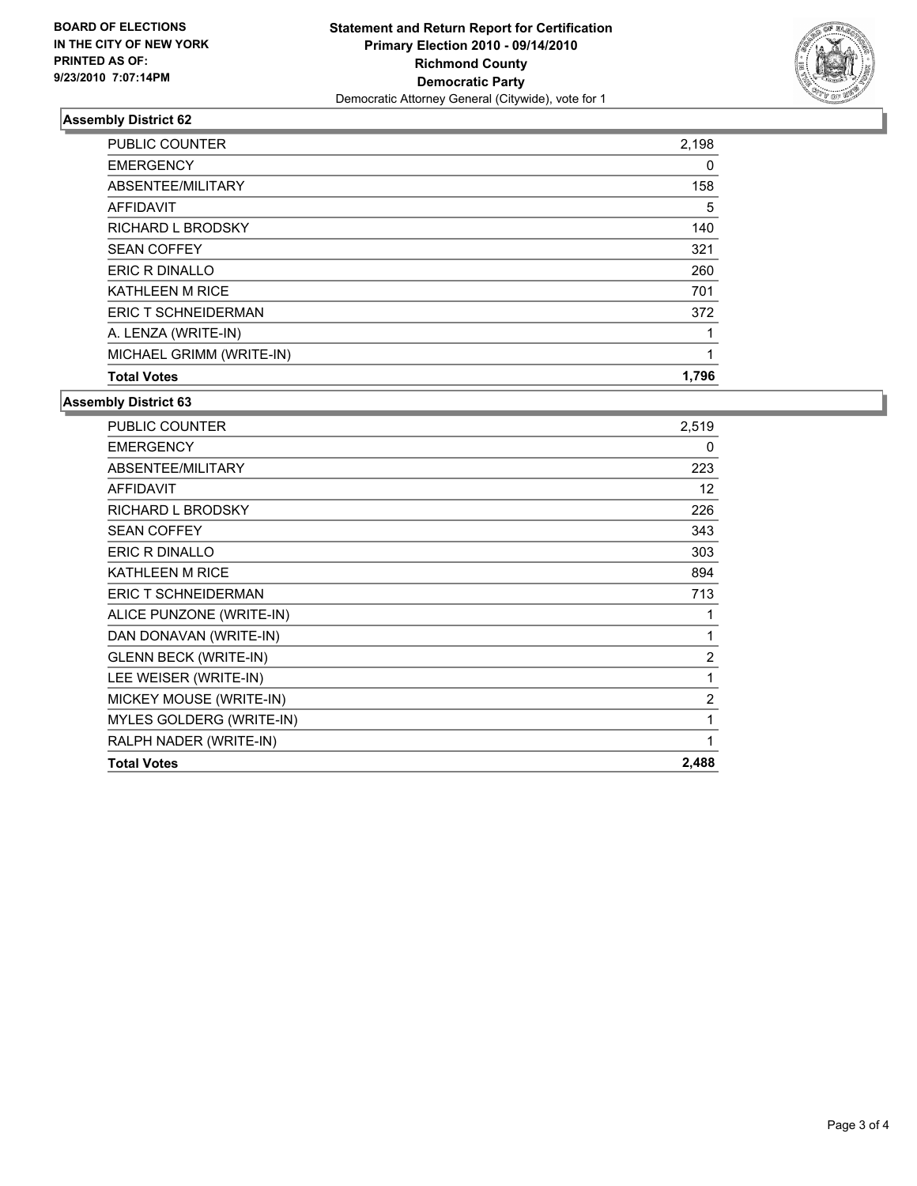**BOARD OF ELECTIONS IN THE CITY OF NEW YORK PRINTED AS OF: 9/23/2010 7:07:14PM**

**Statement and Return Report for Certification**
**Primary Election 2010 - 09/14/2010**
**Richmond County**
**Democratic Party**
Democratic Attorney General (Citywide), vote for 1

### Assembly District 62

| | |
|---|---|
| PUBLIC COUNTER | 2,198 |
| EMERGENCY | 0 |
| ABSENTEE/MILITARY | 158 |
| AFFIDAVIT | 5 |
| RICHARD L BRODSKY | 140 |
| SEAN COFFEY | 321 |
| ERIC R DINALLO | 260 |
| KATHLEEN M RICE | 701 |
| ERIC T SCHNEIDERMAN | 372 |
| A. LENZA (WRITE-IN) | 1 |
| MICHAEL GRIMM (WRITE-IN) | 1 |
| **Total Votes** | **1,796** |

### Assembly District 63

| | |
|---|---|
| PUBLIC COUNTER | 2,519 |
| EMERGENCY | 0 |
| ABSENTEE/MILITARY | 223 |
| AFFIDAVIT | 12 |
| RICHARD L BRODSKY | 226 |
| SEAN COFFEY | 343 |
| ERIC R DINALLO | 303 |
| KATHLEEN M RICE | 894 |
| ERIC T SCHNEIDERMAN | 713 |
| ALICE PUNZONE (WRITE-IN) | 1 |
| DAN DONAVAN (WRITE-IN) | 1 |
| GLENN BECK (WRITE-IN) | 2 |
| LEE WEISER (WRITE-IN) | 1 |
| MICKEY MOUSE (WRITE-IN) | 2 |
| MYLES GOLDERG (WRITE-IN) | 1 |
| RALPH NADER (WRITE-IN) | 1 |
| **Total Votes** | **2,488** |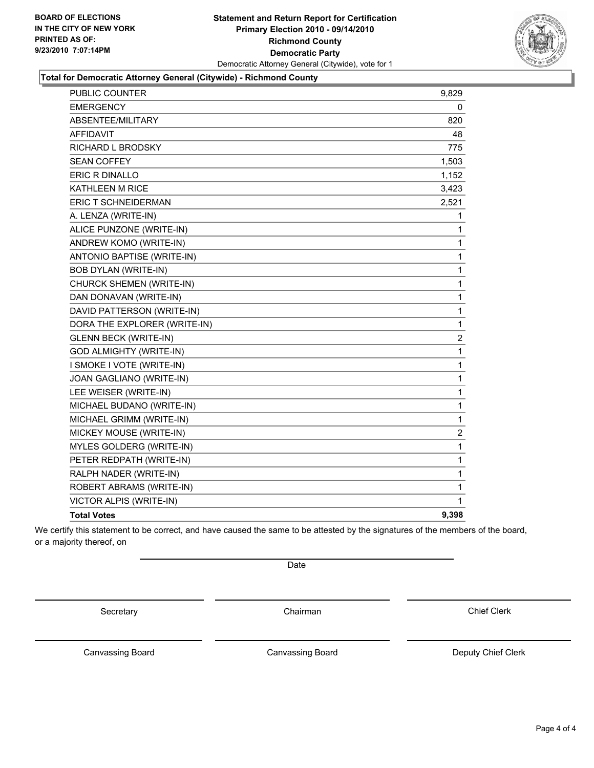**BOARD OF ELECTIONS IN THE CITY OF NEW YORK PRINTED AS OF: 9/23/2010 7:07:14PM**

**Statement and Return Report for Certification Primary Election 2010 - 09/14/2010 Richmond County Democratic Party**

Democratic Attorney General (Citywide), vote for 1

**Total for Democratic Attorney General (Citywide) - Richmond County**

| | |
|---|---|
| PUBLIC COUNTER | 9,829 |
| EMERGENCY | 0 |
| ABSENTEE/MILITARY | 820 |
| AFFIDAVIT | 48 |
| RICHARD L BRODSKY | 775 |
| SEAN COFFEY | 1,503 |
| ERIC R DINALLO | 1,152 |
| KATHLEEN M RICE | 3,423 |
| ERIC T SCHNEIDERMAN | 2,521 |
| A. LENZA (WRITE-IN) | 1 |
| ALICE PUNZONE (WRITE-IN) | 1 |
| ANDREW KOMO (WRITE-IN) | 1 |
| ANTONIO BAPTISE (WRITE-IN) | 1 |
| BOB DYLAN (WRITE-IN) | 1 |
| CHURCK SHEMEN (WRITE-IN) | 1 |
| DAN DONAVAN (WRITE-IN) | 1 |
| DAVID PATTERSON (WRITE-IN) | 1 |
| DORA THE EXPLORER (WRITE-IN) | 1 |
| GLENN BECK (WRITE-IN) | 2 |
| GOD ALMIGHTY (WRITE-IN) | 1 |
| I SMOKE I VOTE (WRITE-IN) | 1 |
| JOAN GAGLIANO (WRITE-IN) | 1 |
| LEE WEISER (WRITE-IN) | 1 |
| MICHAEL BUDANO (WRITE-IN) | 1 |
| MICHAEL GRIMM (WRITE-IN) | 1 |
| MICKEY MOUSE (WRITE-IN) | 2 |
| MYLES GOLDERG (WRITE-IN) | 1 |
| PETER REDPATH (WRITE-IN) | 1 |
| RALPH NADER (WRITE-IN) | 1 |
| ROBERT ABRAMS (WRITE-IN) | 1 |
| VICTOR ALPIS (WRITE-IN) | 1 |
| **Total Votes** | **9,398** |

We certify this statement to be correct, and have caused the same to be attested by the signatures of the members of the board, or a majority thereof, on

Date

Secretary | Chairman | Chief Clerk

Canvassing Board | Canvassing Board | Deputy Chief Clerk